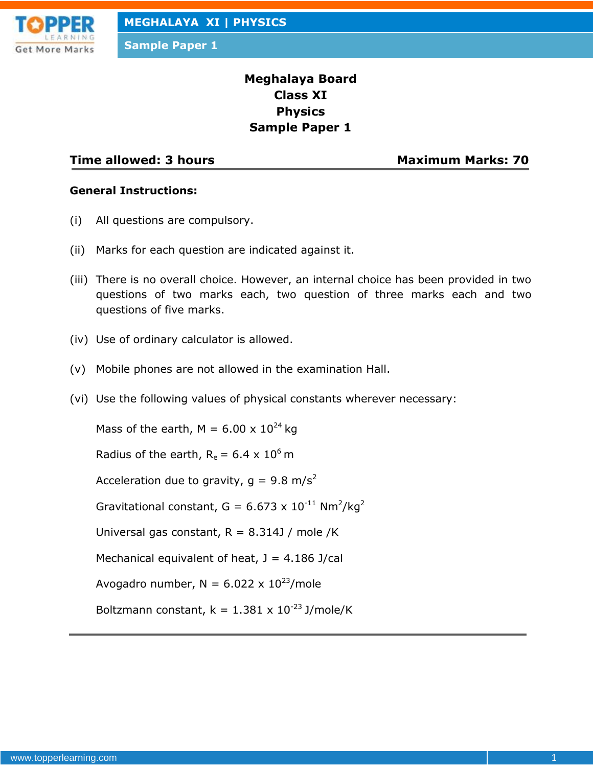# Meghalaya Board
## Class XI
## Physics
## Sample Paper 1

**Time allowed: 3 hours** | **Maximum Marks: 70**

**General Instructions:**

(i) All questions are compulsory.

(ii) Marks for each question are indicated against it.

(iii) There is no overall choice. However, an internal choice has been provided in two questions of two marks each, two question of three marks each and two questions of five marks.

(iv) Use of ordinary calculator is allowed.

(v) Mobile phones are not allowed in the examination Hall.

(vi) Use the following values of physical constants wherever necessary:

Mass of the earth, M = $6.00 \times 10^{24}$ kg

Radius of the earth, $R_e = 6.4 \times 10^{6}$ m

Acceleration due to gravity, g = 9.8 m/s$^2$

Gravitational constant, G = $6.673 \times 10^{-11}$ Nm$^2$/kg$^2$

Universal gas constant, R = 8.314J / mole /K

Mechanical equivalent of heat, J = 4.186 J/cal

Avogadro number, N = $6.022 \times 10^{23}$/mole

Boltzmann constant, k = $1.381 \times 10^{-23}$ J/mole/K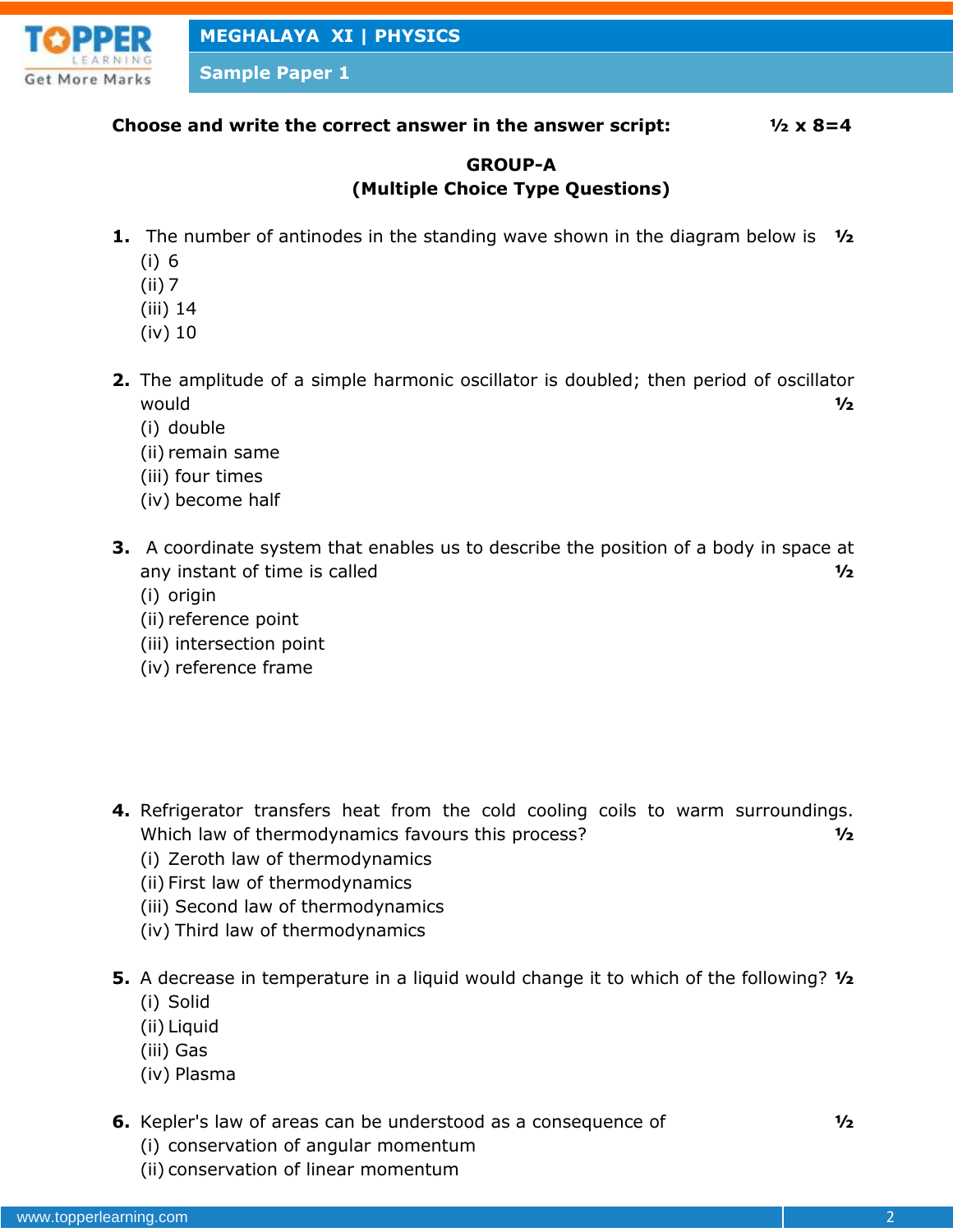**Choose and write the correct answer in the answer script:** **½ x 8=4**

## GROUP-A
### (Multiple Choice Type Questions)

**1.** The number of antinodes in the standing wave shown in the diagram below is **½**

(i) 6
(ii) 7
(iii) 14
(iv) 10

**2.** The amplitude of a simple harmonic oscillator is doubled; then period of oscillator would **½**

(i) double
(ii) remain same
(iii) four times
(iv) become half

**3.** A coordinate system that enables us to describe the position of a body in space at any instant of time is called **½**

(i) origin
(ii) reference point
(iii) intersection point
(iv) reference frame

**4.** Refrigerator transfers heat from the cold cooling coils to warm surroundings. Which law of thermodynamics favours this process? **½**

(i) Zeroth law of thermodynamics
(ii) First law of thermodynamics
(iii) Second law of thermodynamics
(iv) Third law of thermodynamics

**5.** A decrease in temperature in a liquid would change it to which of the following? **½**

(i) Solid
(ii) Liquid
(iii) Gas
(iv) Plasma

**6.** Kepler's law of areas can be understood as a consequence of **½**

(i) conservation of angular momentum
(ii) conservation of linear momentum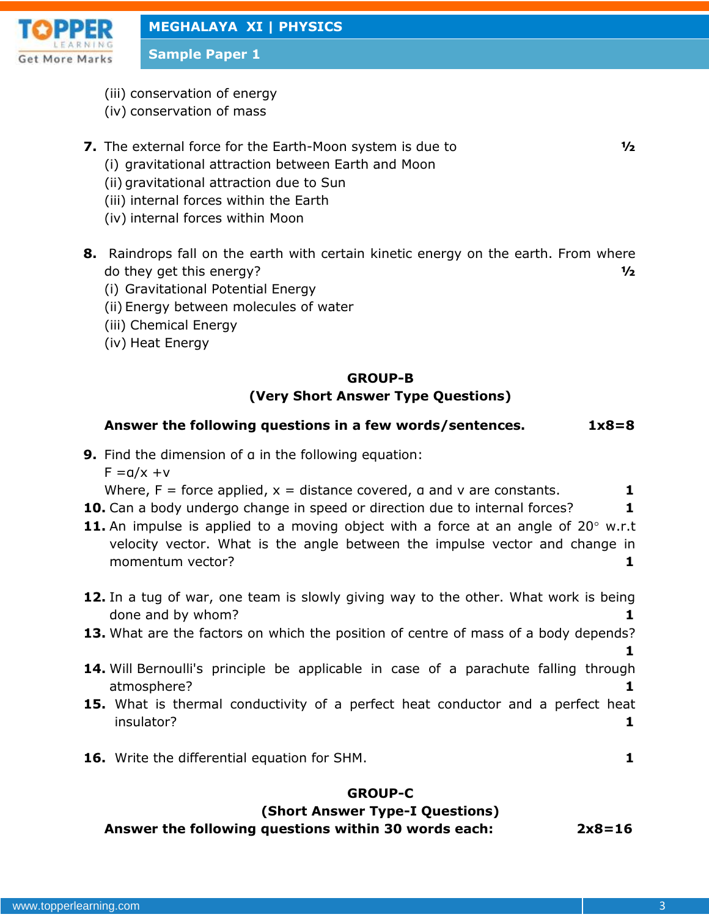(iii) conservation of energy
(iv) conservation of mass

**7.** The external force for the Earth-Moon system is due to **½**
(i) gravitational attraction between Earth and Moon
(ii) gravitational attraction due to Sun
(iii) internal forces within the Earth
(iv) internal forces within Moon

**8.** Raindrops fall on the earth with certain kinetic energy on the earth. From where do they get this energy? **½**
(i) Gravitational Potential Energy
(ii) Energy between molecules of water
(iii) Chemical Energy
(iv) Heat Energy

## GROUP-B
### (Very Short Answer Type Questions)

**Answer the following questions in a few words/sentences. 1x8=8**

**9.** Find the dimension of $a$ in the following equation:
$F = a/x + v$
Where, F = force applied, x = distance covered, $a$ and v are constants. **1**

**10.** Can a body undergo change in speed or direction due to internal forces? **1**

**11.** An impulse is applied to a moving object with a force at an angle of $20^\circ$ w.r.t velocity vector. What is the angle between the impulse vector and change in momentum vector? **1**

**12.** In a tug of war, one team is slowly giving way to the other. What work is being done and by whom? **1**

**13.** What are the factors on which the position of centre of mass of a body depends? **1**

**14.** Will Bernoulli's principle be applicable in case of a parachute falling through atmosphere? **1**

**15.** What is thermal conductivity of a perfect heat conductor and a perfect heat insulator? **1**

**16.** Write the differential equation for SHM. **1**

## GROUP-C
### (Short Answer Type-I Questions)

**Answer the following questions within 30 words each: 2x8=16**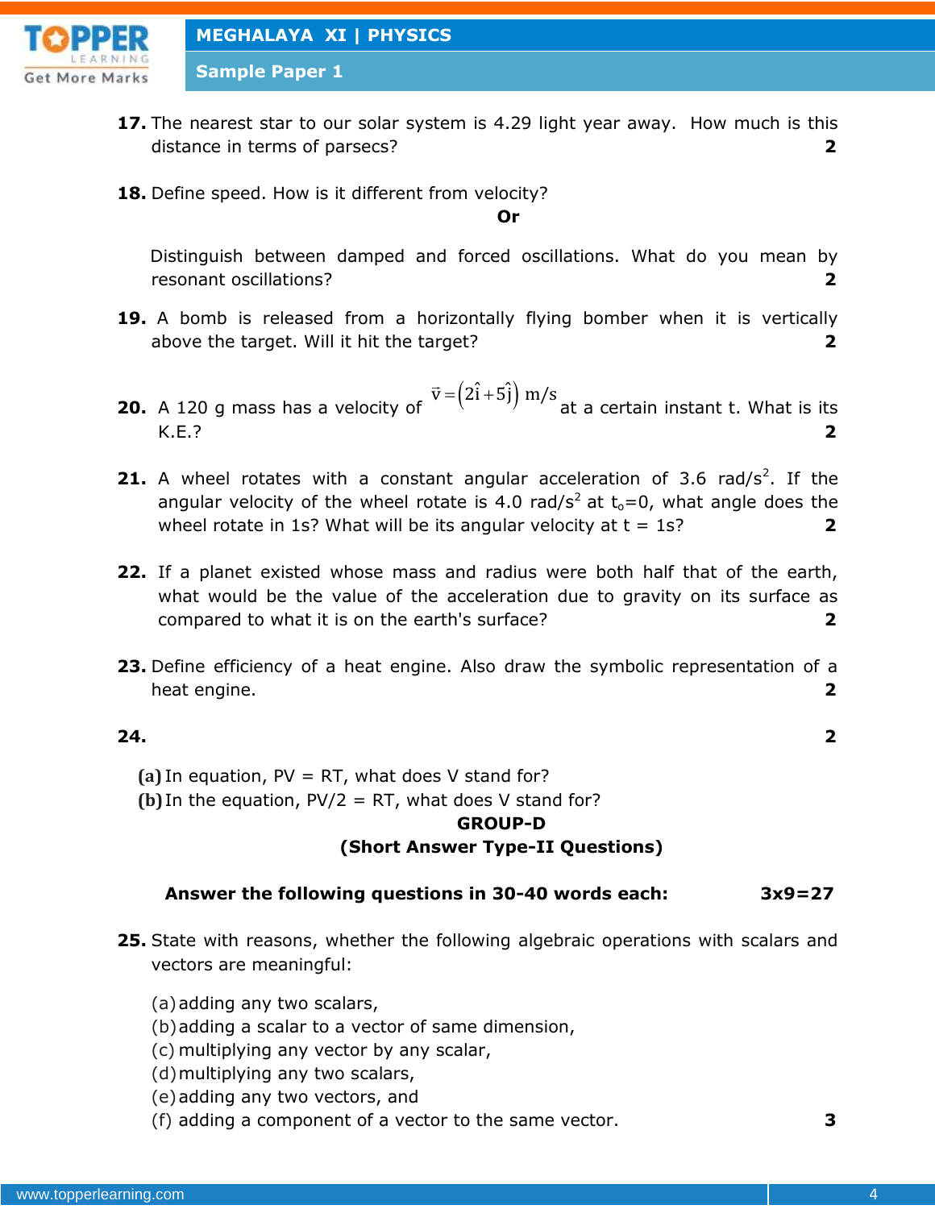**17.** The nearest star to our solar system is 4.29 light year away. How much is this distance in terms of parsecs? **2**

**18.** Define speed. How is it different from velocity?

**Or**

Distinguish between damped and forced oscillations. What do you mean by resonant oscillations? **2**

**19.** A bomb is released from a horizontally flying bomber when it is vertically above the target. Will it hit the target? **2**

**20.** A 120 g mass has a velocity of $\vec{v} = \left(2\hat{i} + 5\hat{j}\right)$ m/s at a certain instant t. What is its K.E.? **2**

**21.** A wheel rotates with a constant angular acceleration of 3.6 rad/s$^2$. If the angular velocity of the wheel rotate is 4.0 rad/s$^2$ at $t_o$=0, what angle does the wheel rotate in 1s? What will be its angular velocity at t = 1s? **2**

**22.** If a planet existed whose mass and radius were both half that of the earth, what would be the value of the acceleration due to gravity on its surface as compared to what it is on the earth's surface? **2**

**23.** Define efficiency of a heat engine. Also draw the symbolic representation of a heat engine. **2**

**24.** **2**

**(a)** In equation, PV = RT, what does V stand for?
**(b)** In the equation, PV/2 = RT, what does V stand for?

## GROUP-D
## (Short Answer Type-II Questions)

**Answer the following questions in 30-40 words each: 3x9=27**

**25.** State with reasons, whether the following algebraic operations with scalars and vectors are meaningful:

(a) adding any two scalars,
(b) adding a scalar to a vector of same dimension,
(c) multiplying any vector by any scalar,
(d) multiplying any two scalars,
(e) adding any two vectors, and
(f) adding a component of a vector to the same vector. **3**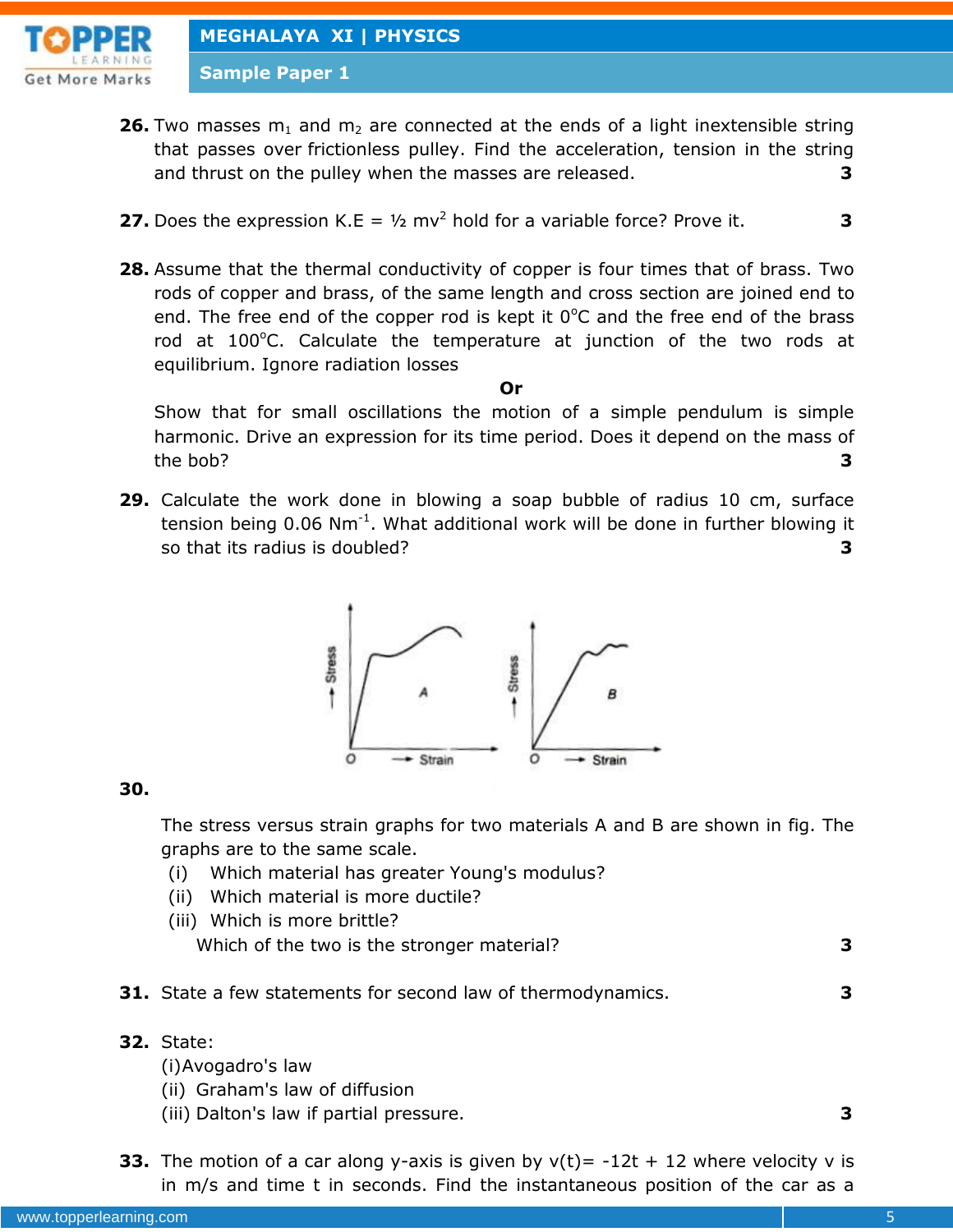**26.** Two masses $m_1$ and $m_2$ are connected at the ends of a light inextensible string that passes over frictionless pulley. Find the acceleration, tension in the string and thrust on the pulley when the masses are released. **3**

**27.** Does the expression K.E = ½ $mv^2$ hold for a variable force? Prove it. **3**

**28.** Assume that the thermal conductivity of copper is four times that of brass. Two rods of copper and brass, of the same length and cross section are joined end to end. The free end of the copper rod is kept it $0^oC$ and the free end of the brass rod at $100^oC$. Calculate the temperature at junction of the two rods at equilibrium. Ignore radiation losses

**Or**

Show that for small oscillations the motion of a simple pendulum is simple harmonic. Drive an expression for its time period. Does it depend on the mass of the bob? **3**

**29.** Calculate the work done in blowing a soap bubble of radius 10 cm, surface tension being 0.06 $Nm^{-1}$. What additional work will be done in further blowing it so that its radius is doubled? **3**

**30.**

The stress versus strain graphs for two materials A and B are shown in fig. The graphs are to the same scale.

(i) Which material has greater Young's modulus?

(ii) Which material is more ductile?

(iii) Which is more brittle?

Which of the two is the stronger material? **3**

**31.** State a few statements for second law of thermodynamics. **3**

**32.** State:

(i)Avogadro's law

(ii) Graham's law of diffusion

(iii) Dalton's law if partial pressure. **3**

**33.** The motion of a car along y-axis is given by v(t)= -12t + 12 where velocity v is in m/s and time t in seconds. Find the instantaneous position of the car as a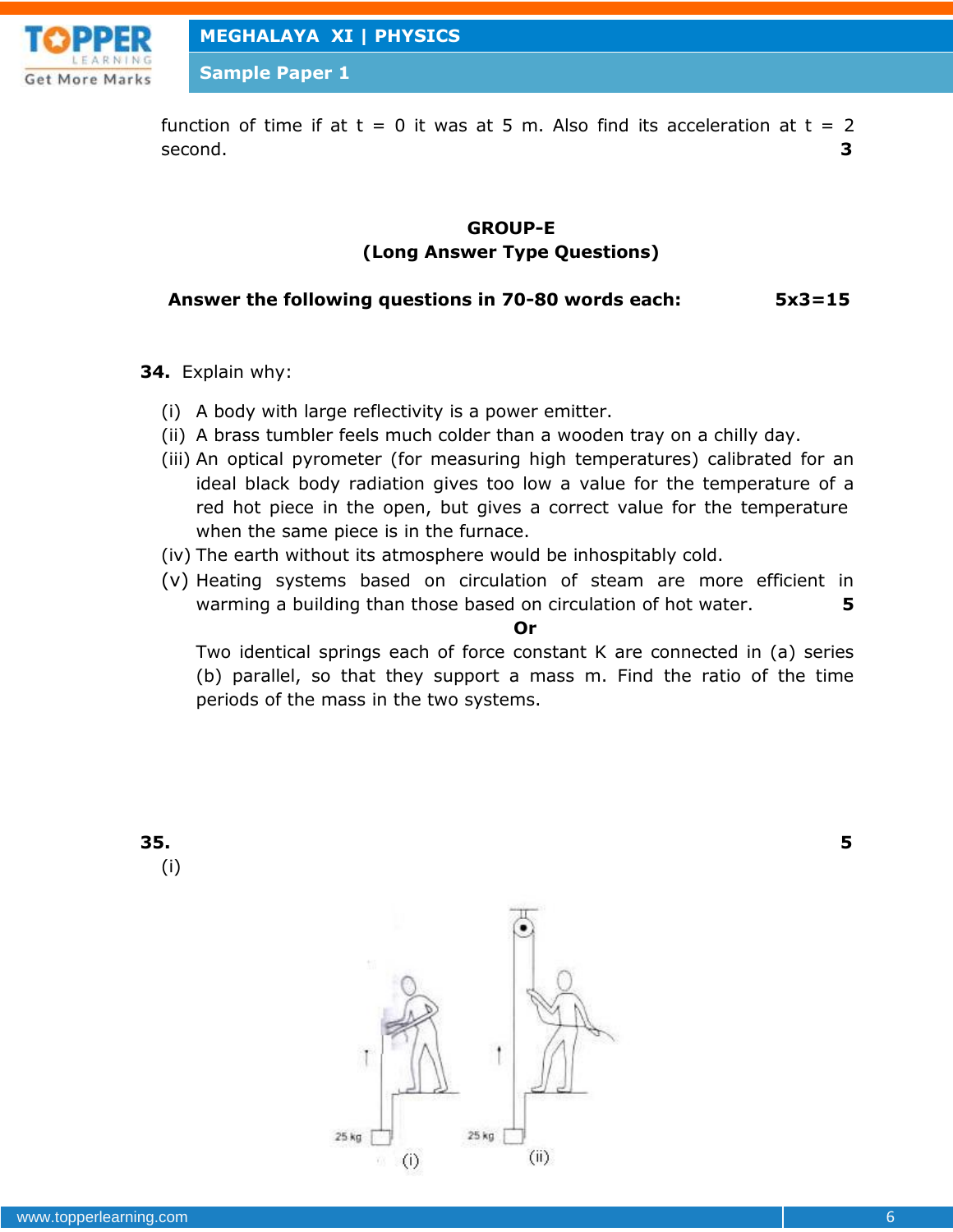function of time if at t = 0 it was at 5 m. Also find its acceleration at t = 2 second. **3**

## GROUP-E
### (Long Answer Type Questions)

**Answer the following questions in 70-80 words each: 5x3=15**

**34.** Explain why:

(i) A body with large reflectivity is a power emitter.
(ii) A brass tumbler feels much colder than a wooden tray on a chilly day.
(iii) An optical pyrometer (for measuring high temperatures) calibrated for an ideal black body radiation gives too low a value for the temperature of a red hot piece in the open, but gives a correct value for the temperature when the same piece is in the furnace.
(iv) The earth without its atmosphere would be inhospitably cold.
(v) Heating systems based on circulation of steam are more efficient in warming a building than those based on circulation of hot water. **5**

**Or**

Two identical springs each of force constant K are connected in (a) series (b) parallel, so that they support a mass m. Find the ratio of the time periods of the mass in the two systems.

**35.** **5**

(i)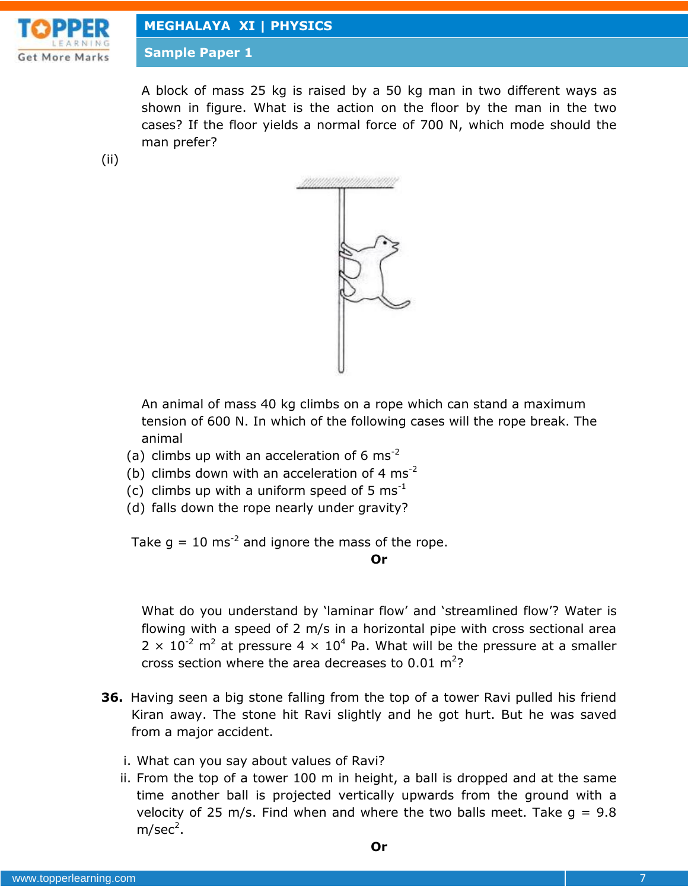A block of mass 25 kg is raised by a 50 kg man in two different ways as shown in figure. What is the action on the floor by the man in the two cases? If the floor yields a normal force of 700 N, which mode should the man prefer?

(ii)

An animal of mass 40 kg climbs on a rope which can stand a maximum tension of 600 N. In which of the following cases will the rope break. The animal

(a) climbs up with an acceleration of 6 $ms^{-2}$

(b) climbs down with an acceleration of 4 $ms^{-2}$

(c) climbs up with a uniform speed of 5 $ms^{-1}$

(d) falls down the rope nearly under gravity?

Take g = 10 $ms^{-2}$ and ignore the mass of the rope.

**Or**

What do you understand by 'laminar flow' and 'streamlined flow'? Water is flowing with a speed of 2 m/s in a horizontal pipe with cross sectional area $2 \times 10^{-2}$ $m^2$ at pressure $4 \times 10^4$ Pa. What will be the pressure at a smaller cross section where the area decreases to 0.01 $m^2$?

**36.** Having seen a big stone falling from the top of a tower Ravi pulled his friend Kiran away. The stone hit Ravi slightly and he got hurt. But he was saved from a major accident.

i. What can you say about values of Ravi?

ii. From the top of a tower 100 m in height, a ball is dropped and at the same time another ball is projected vertically upwards from the ground with a velocity of 25 m/s. Find when and where the two balls meet. Take g = 9.8 $m/sec^2$.

**Or**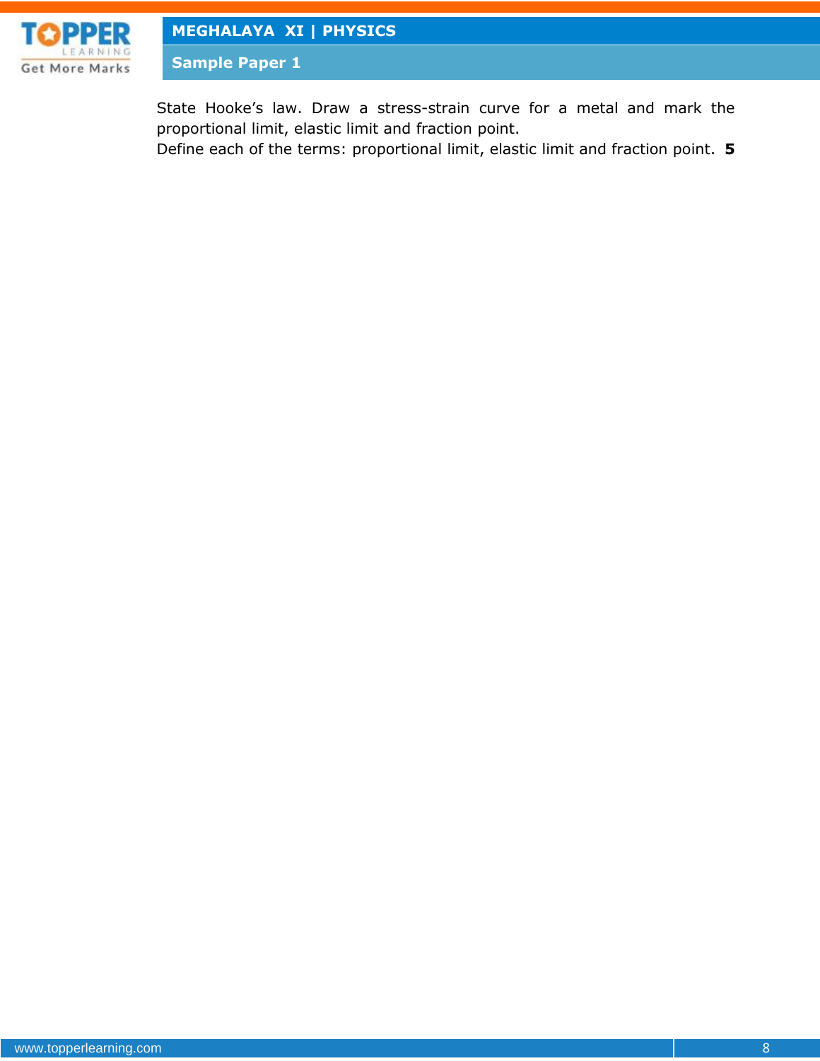State Hooke’s law. Draw a stress-strain curve for a metal and mark the proportional limit, elastic limit and fraction point.

Define each of the terms: proportional limit, elastic limit and fraction point. **5**